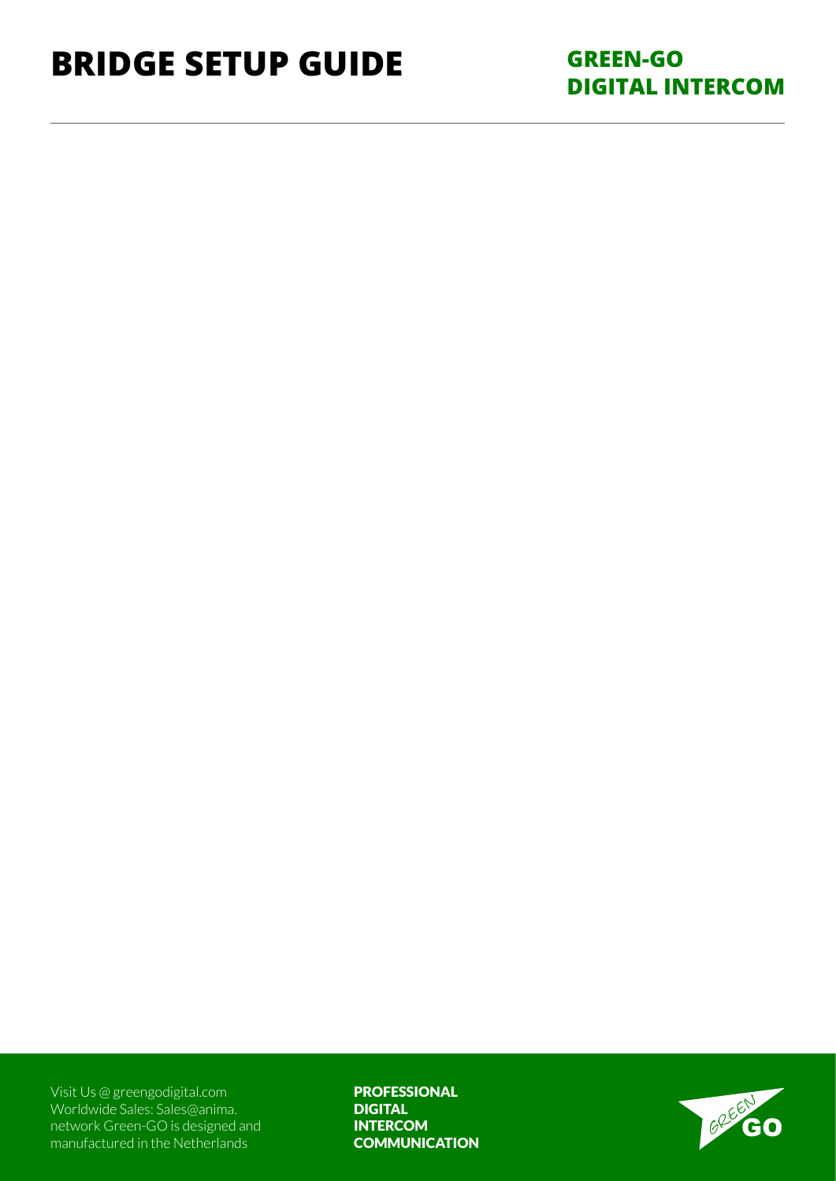# BRIDGE SETUP GUIDE

**GREEN-GO DIGITAL INTERCOM**

Visit Us @ greengodigital.com
Worldwide Sales: Sales@anima.network Green-GO is designed and manufactured in the Netherlands

**PROFESSIONAL DIGITAL INTERCOM COMMUNICATION**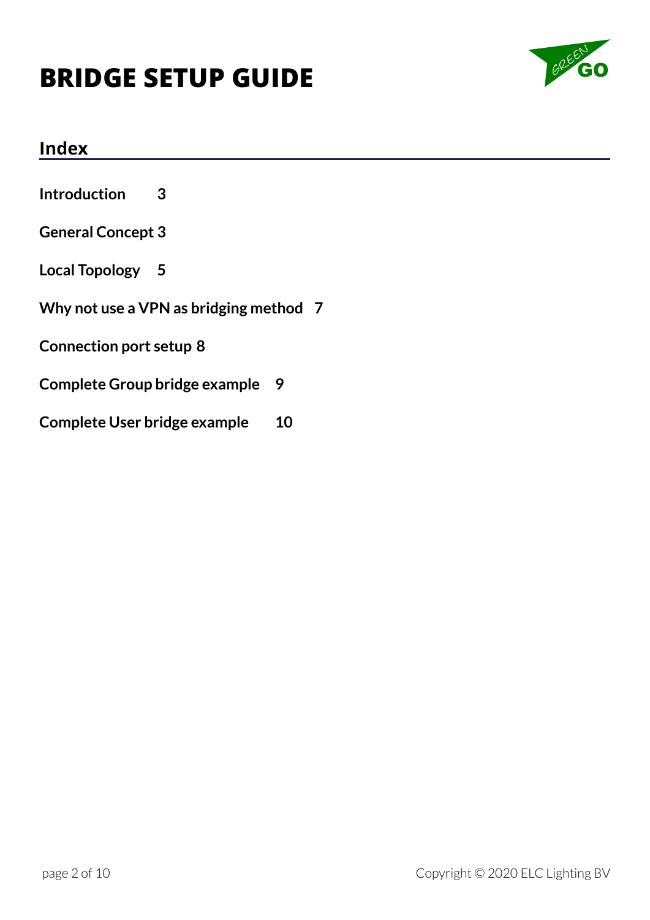# BRIDGE SETUP GUIDE

## Index

**Introduction 3**

**General Concept 3**

**Local Topology 5**

**Why not use a VPN as bridging method 7**

**Connection port setup 8**

**Complete Group bridge example 9**

**Complete User bridge example 10**

Copyright © 2020 ELC Lighting BV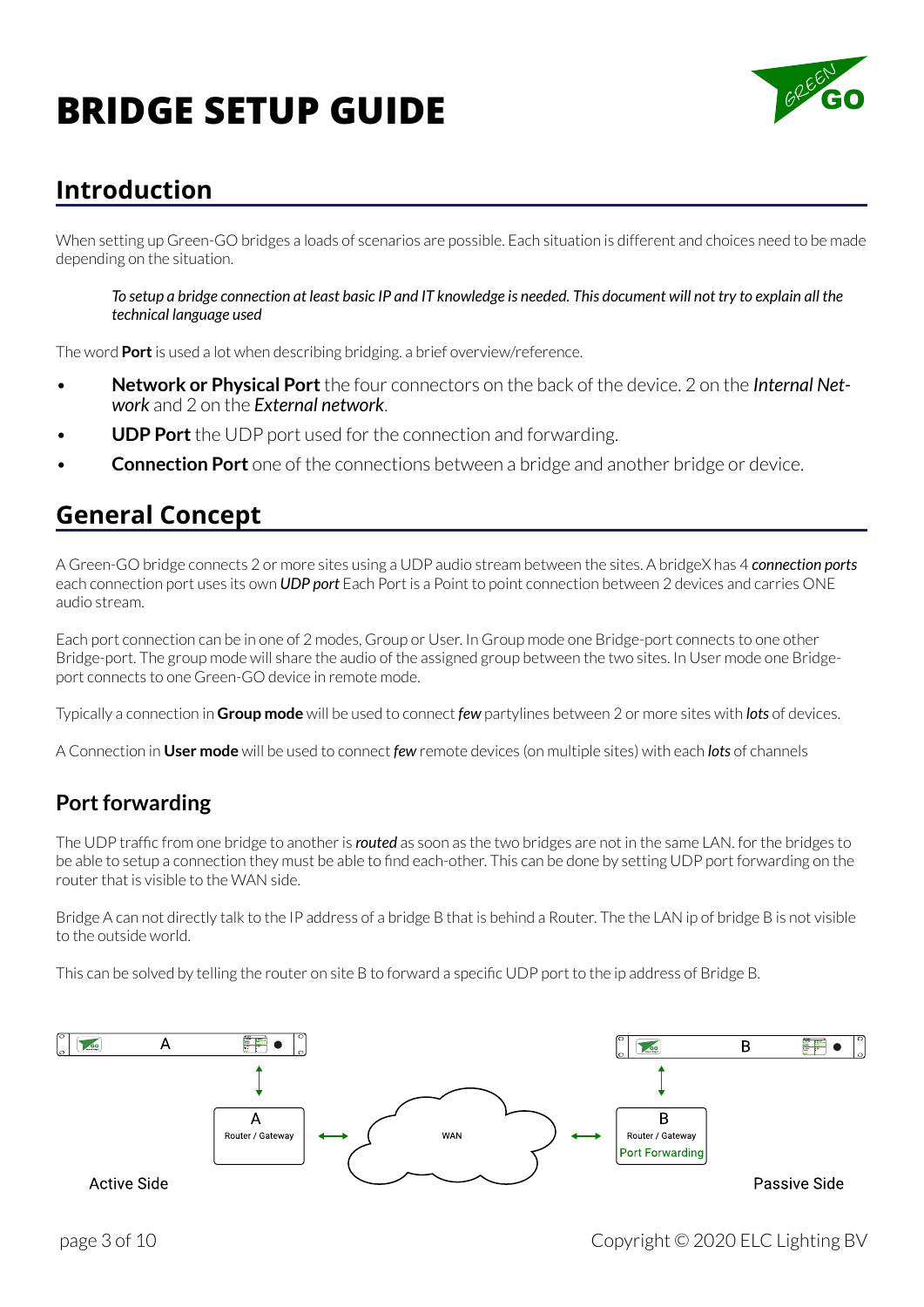# BRIDGE SETUP GUIDE

## Introduction

When setting up Green-GO bridges a loads of scenarios are possible. Each situation is different and choices need to be made depending on the situation.

> *To setup a bridge connection at least basic IP and IT knowledge is needed. This document will not try to explain all the technical language used*

The word **Port** is used a lot when describing bridging. a brief overview/reference.

- **Network or Physical Port** the four connectors on the back of the device. 2 on the *Internal Network* and 2 on the *External network*.
- **UDP Port** the UDP port used for the connection and forwarding.
- **Connection Port** one of the connections between a bridge and another bridge or device.

## General Concept

A Green-GO bridge connects 2 or more sites using a UDP audio stream between the sites. A bridgeX has 4 ***connection ports*** each connection port uses its own ***UDP port*** Each Port is a Point to point connection between 2 devices and carries ONE audio stream.

Each port connection can be in one of 2 modes, Group or User. In Group mode one Bridge-port connects to one other Bridge-port. The group mode will share the audio of the assigned group between the two sites. In User mode one Bridge-port connects to one Green-GO device in remote mode.

Typically a connection in **Group mode** will be used to connect ***few*** partylines between 2 or more sites with ***lots*** of devices.

A Connection in **User mode** will be used to connect ***few*** remote devices (on multiple sites) with each ***lots*** of channels

### Port forwarding

The UDP traffic from one bridge to another is ***routed*** as soon as the two bridges are not in the same LAN. for the bridges to be able to setup a connection they must be able to find each-other. This can be done by setting UDP port forwarding on the router that is visible to the WAN side.

Bridge A can not directly talk to the IP address of a bridge B that is behind a Router. The the LAN ip of bridge B is not visible to the outside world.

This can be solved by telling the router on site B to forward a specific UDP port to the ip address of Bridge B.

A — A Router / Gateway — WAN — B Router / Gateway Port Forwarding — B

Active Side — Passive Side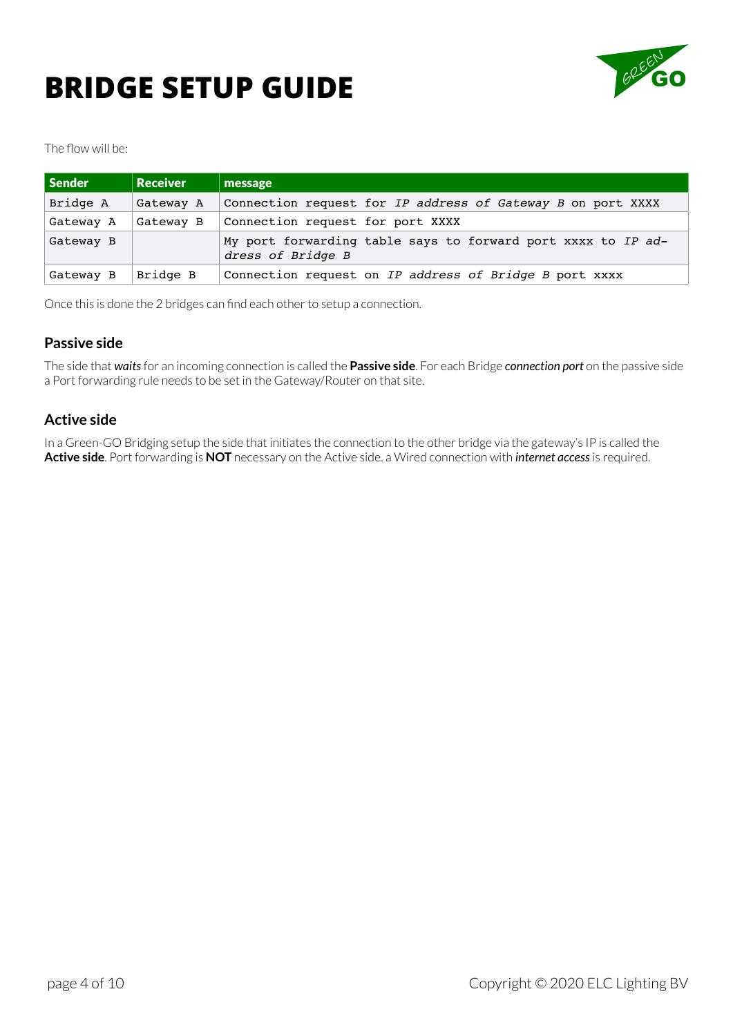# BRIDGE SETUP GUIDE

The flow will be:

| Sender | Receiver | message |
|---|---|---|
| Bridge A | Gateway A | Connection request for *IP address of Gateway B* on port XXXX |
| Gateway A | Gateway B | Connection request for port XXXX |
| Gateway B | | My port forwarding table says to forward port xxxx to *IP address of Bridge B* |
| Gateway B | Bridge B | Connection request on *IP address of Bridge B* port xxxx |

Once this is done the 2 bridges can find each other to setup a connection.

### Passive side

The side that ***waits*** for an incoming connection is called the **Passive side**. For each Bridge ***connection port*** on the passive side a Port forwarding rule needs to be set in the Gateway/Router on that site.

### Active side

In a Green-GO Bridging setup the side that initiates the connection to the other bridge via the gateway's IP is called the **Active side**. Port forwarding is **NOT** necessary on the Active side. a Wired connection with ***internet access*** is required.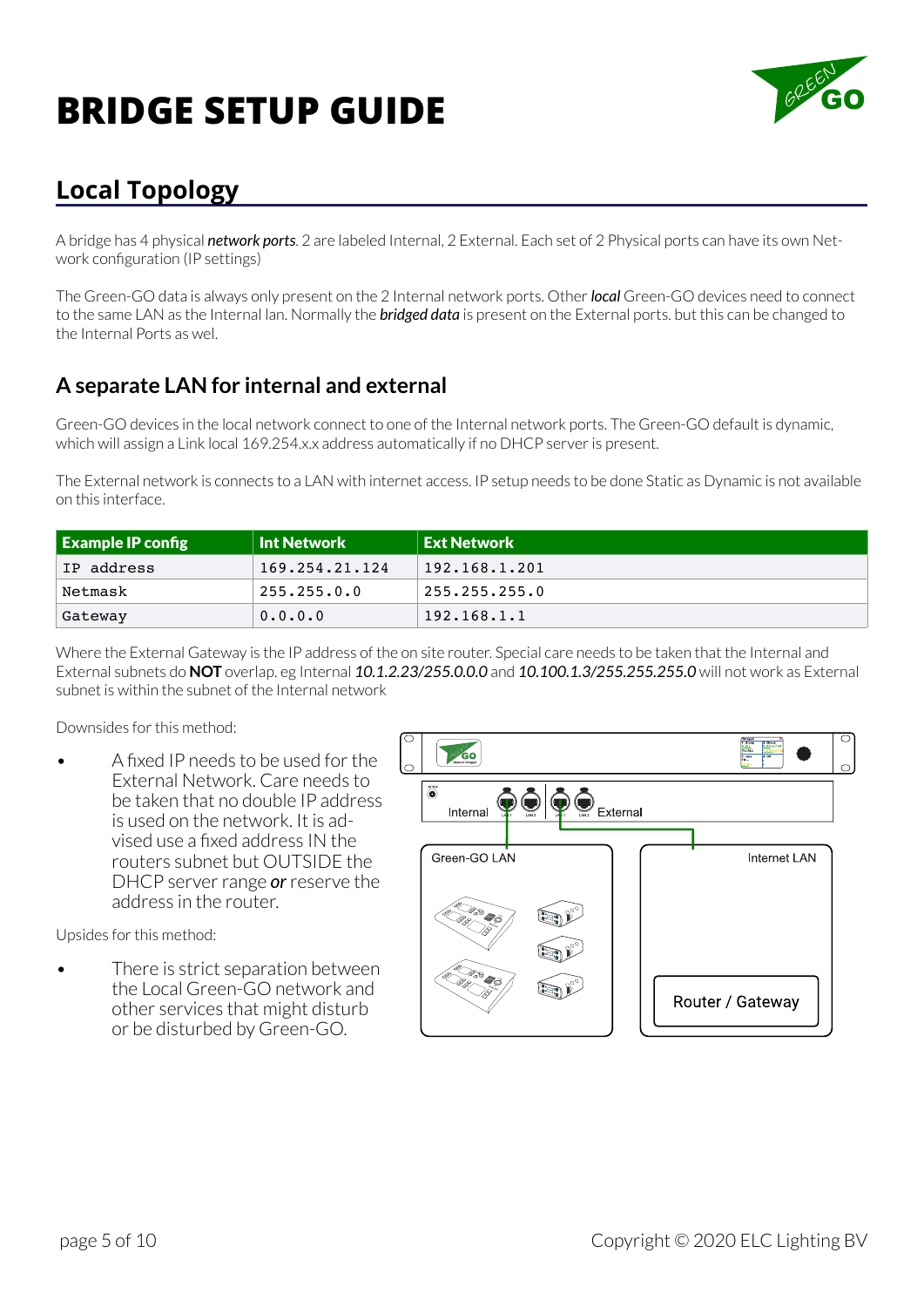# BRIDGE SETUP GUIDE

## Local Topology

A bridge has 4 physical ***network ports***. 2 are labeled Internal, 2 External. Each set of 2 Physical ports can have its own Network configuration (IP settings)

The Green-GO data is always only present on the 2 Internal network ports. Other ***local*** Green-GO devices need to connect to the same LAN as the Internal lan. Normally the ***bridged data*** is present on the External ports. but this can be changed to the Internal Ports as wel.

### A separate LAN for internal and external

Green-GO devices in the local network connect to one of the Internal network ports. The Green-GO default is dynamic, which will assign a Link local 169.254.x.x address automatically if no DHCP server is present.

The External network is connects to a LAN with internet access. IP setup needs to be done Static as Dynamic is not available on this interface.

| Example IP config | Int Network | Ext Network |
|---|---|---|
| `IP address` | `169.254.21.124` | `192.168.1.201` |
| `Netmask` | `255.255.0.0` | `255.255.255.0` |
| `Gateway` | `0.0.0.0` | `192.168.1.1` |

Where the External Gateway is the IP address of the on site router. Special care needs to be taken that the Internal and External subnets do **NOT** overlap. eg Internal *10.1.2.23/255.0.0.0* and *10.100.1.3/255.255.255.0* will not work as External subnet is within the subnet of the Internal network

Downsides for this method:

- A fixed IP needs to be used for the External Network. Care needs to be taken that no double IP address is used on the network. It is advised use a fixed address IN the routers subnet but OUTSIDE the DHCP server range ***or*** reserve the address in the router.

Upsides for this method:

- There is strict separation between the Local Green-GO network and other services that might disturb or be disturbed by Green-GO.

Internal External

Green-GO LAN

Internet LAN

Router / Gateway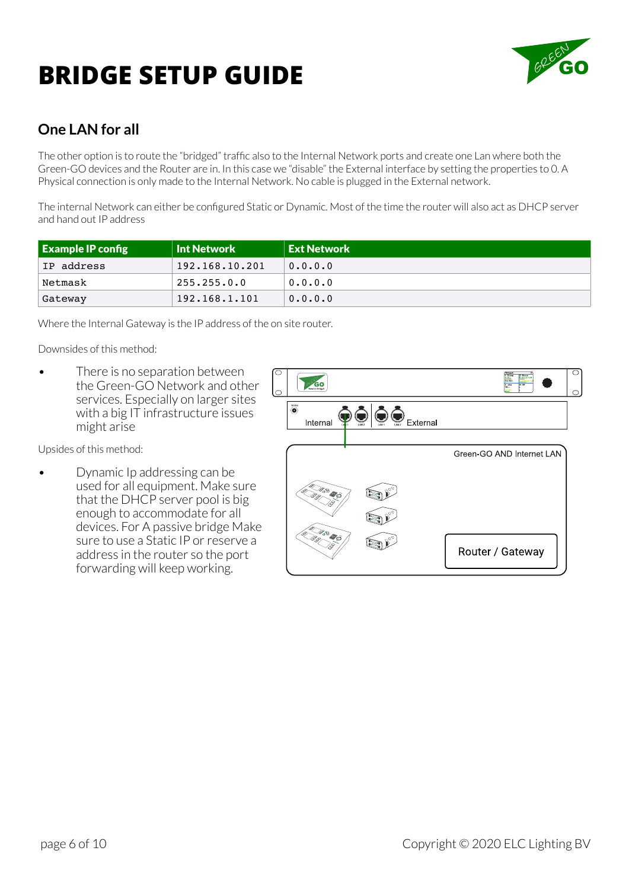# BRIDGE SETUP GUIDE

## One LAN for all

The other option is to route the “bridged” traffic also to the Internal Network ports and create one Lan where both the Green-GO devices and the Router are in. In this case we “disable” the External interface by setting the properties to 0. A Physical connection is only made to the Internal Network. No cable is plugged in the External network.

The internal Network can either be configured Static or Dynamic. Most of the time the router will also act as DHCP server and hand out IP address

| Example IP config | Int Network | Ext Network |
|---|---|---|
| IP address | 192.168.10.201 | 0.0.0.0 |
| Netmask | 255.255.0.0 | 0.0.0.0 |
| Gateway | 192.168.1.101 | 0.0.0.0 |

Where the Internal Gateway is the IP address of the on site router.

Downsides of this method:

- There is no separation between the Green-GO Network and other services. Especially on larger sites with a big IT infrastructure issues might arise

Upsides of this method:

- Dynamic Ip addressing can be used for all equipment. Make sure that the DHCP server pool is big enough to accommodate for all devices. For A passive bridge Make sure to use a Static IP or reserve a address in the router so the port forwarding will keep working.

Internal External

Green-GO AND Internet LAN

Router / Gateway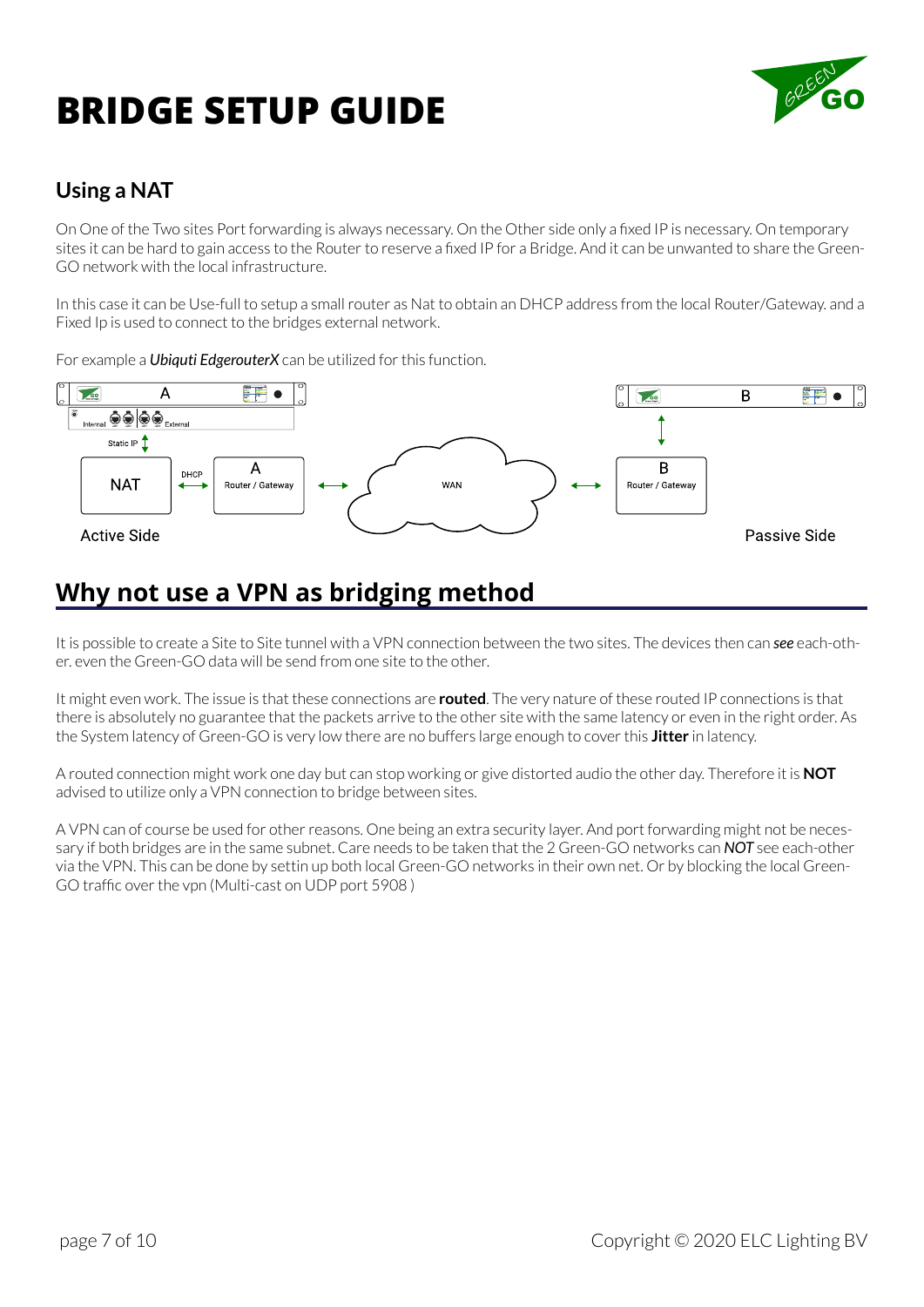# BRIDGE SETUP GUIDE

## Using a NAT

On One of the Two sites Port forwarding is always necessary. On the Other side only a fixed IP is necessary. On temporary sites it can be hard to gain access to the Router to reserve a fixed IP for a Bridge. And it can be unwanted to share the Green-GO network with the local infrastructure.

In this case it can be Use-full to setup a small router as Nat to obtain an DHCP address from the local Router/Gateway. and a Fixed Ip is used to connect to the bridges external network.

For example a ***Ubiqti EdgerouterX*** can be utilized for this function.

A Internal External Static IP NAT DHCP A Router / Gateway WAN B Router / Gateway B

Active Side Passive Side

# Why not use a VPN as bridging method

It is possible to create a Site to Site tunnel with a VPN connection between the two sites. The devices then can ***see*** each-other. even the Green-GO data will be send from one site to the other.

It might even work. The issue is that these connections are **routed**. The very nature of these routed IP connections is that there is absolutely no guarantee that the packets arrive to the other site with the same latency or even in the right order. As the System latency of Green-GO is very low there are no buffers large enough to cover this **Jitter** in latency.

A routed connection might work one day but can stop working or give distorted audio the other day. Therefore it is **NOT** advised to utilize only a VPN connection to bridge between sites.

A VPN can of course be used for other reasons. One being an extra security layer. And port forwarding might not be necessary if both bridges are in the same subnet. Care needs to be taken that the 2 Green-GO networks can ***NOT*** see each-other via the VPN. This can be done by settin up both local Green-GO networks in their own net. Or by blocking the local Green-GO traffic over the vpn (Multi-cast on UDP port 5908 )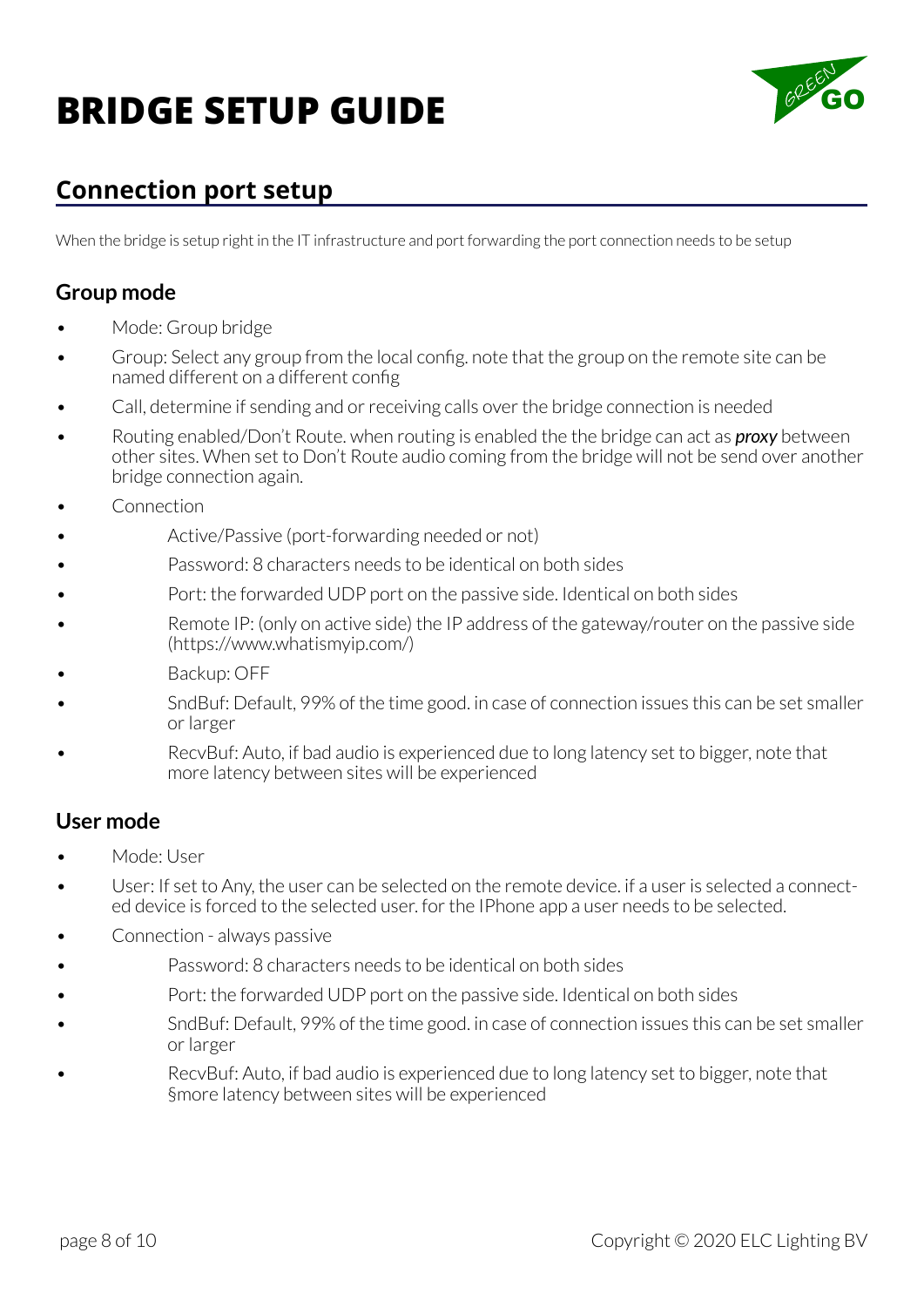# BRIDGE SETUP GUIDE

## Connection port setup

When the bridge is setup right in the IT infrastructure and port forwarding the port connection needs to be setup

### Group mode

- Mode: Group bridge
- Group: Select any group from the local config. note that the group on the remote site can be named different on a different config
- Call, determine if sending and or receiving calls over the bridge connection is needed
- Routing enabled/Don't Route. when routing is enabled the the bridge can act as ***proxy*** between other sites. When set to Don't Route audio coming from the bridge will not be send over another bridge connection again.
- Connection
    - Active/Passive (port-forwarding needed or not)
    - Password: 8 characters needs to be identical on both sides
    - Port: the forwarded UDP port on the passive side. Identical on both sides
    - Remote IP: (only on active side) the IP address of the gateway/router on the passive side (https://www.whatismyip.com/)
    - Backup: OFF
    - SndBuf: Default, 99% of the time good. in case of connection issues this can be set smaller or larger
    - RecvBuf: Auto, if bad audio is experienced due to long latency set to bigger, note that more latency between sites will be experienced

### User mode

- Mode: User
- User: If set to Any, the user can be selected on the remote device. if a user is selected a connected device is forced to the selected user. for the IPhone app a user needs to be selected.
- Connection - always passive
    - Password: 8 characters needs to be identical on both sides
    - Port: the forwarded UDP port on the passive side. Identical on both sides
    - SndBuf: Default, 99% of the time good. in case of connection issues this can be set smaller or larger
    - RecvBuf: Auto, if bad audio is experienced due to long latency set to bigger, note that §more latency between sites will be experienced

Copyright © 2020 ELC Lighting BV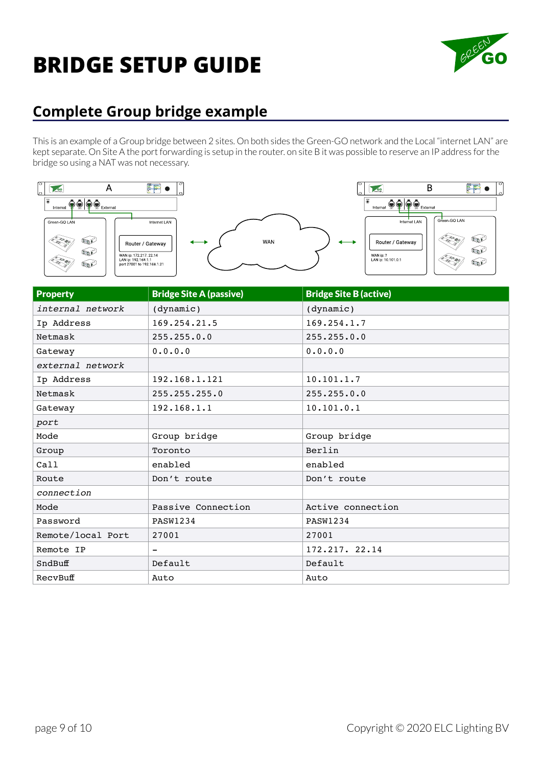# BRIDGE SETUP GUIDE

## Complete Group bridge example

This is an example of a Group bridge between 2 sites. On both sides the Green-GO network and the Local "internet LAN" are kept separate. On Site A the port forwarding is setup in the router. on site B it was possible to reserve an IP address for the bridge so using a NAT was not necessary.

| Property | Bridge Site A (passive) | Bridge Site B (active) |
|---|---|---|
| *internal network* | (dynamic) | (dynamic) |
| Ip Address | 169.254.21.5 | 169.254.1.7 |
| Netmask | 255.255.0.0 | 255.255.0.0 |
| Gateway | 0.0.0.0 | 0.0.0.0 |
| *external network* | | |
| Ip Address | 192.168.1.121 | 10.101.1.7 |
| Netmask | 255.255.255.0 | 255.255.0.0 |
| Gateway | 192.168.1.1 | 10.101.0.1 |
| *port* | | |
| Mode | Group bridge | Group bridge |
| Group | Toronto | Berlin |
| Call | enabled | enabled |
| Route | Don't route | Don't route |
| *connection* | | |
| Mode | Passive Connection | Active connection |
| Password | PASW1234 | PASW1234 |
| Remote/local Port | 27001 | 27001 |
| Remote IP | - | 172.217. 22.14 |
| SndBuff | Default | Default |
| RecvBuff | Auto | Auto |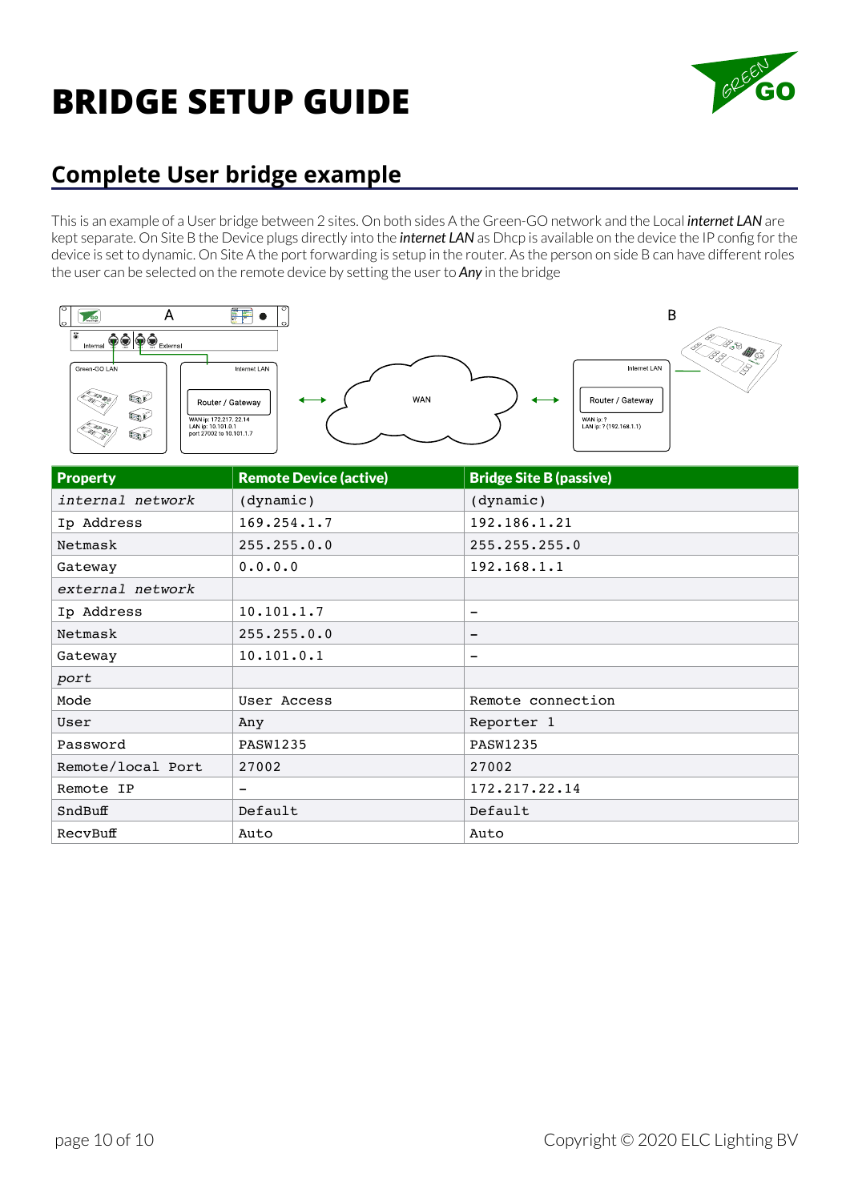# BRIDGE SETUP GUIDE

## Complete User bridge example

This is an example of a User bridge between 2 sites. On both sides A the Green-GO network and the Local ***internet LAN*** are kept separate. On Site B the Device plugs directly into the ***internet LAN*** as Dhcp is available on the device the IP config for the device is set to dynamic. On Site A the port forwarding is setup in the router. As the person on side B can have different roles the user can be selected on the remote device by setting the user to ***Any*** in the bridge

A

Internal

External

Green-GO LAN

Internet LAN

Router / Gateway

WAN ip: 172.217. 22.14
LAN ip: 10.101.0.1
port 27002 to 10.101.1.7

WAN

B

Internet LAN

Router / Gateway

WAN ip: ?
LAN ip: ? (192.168.1.1)

| Property | Remote Device (active) | Bridge Site B (passive) |
|---|---|---|
| *internal network* | (dynamic) | (dynamic) |
| Ip Address | 169.254.1.7 | 192.186.1.21 |
| Netmask | 255.255.0.0 | 255.255.255.0 |
| Gateway | 0.0.0.0 | 192.168.1.1 |
| *external network* | | |
| Ip Address | 10.101.1.7 | – |
| Netmask | 255.255.0.0 | – |
| Gateway | 10.101.0.1 | – |
| *port* | | |
| Mode | User Access | Remote connection |
| User | Any | Reporter 1 |
| Password | PASW1235 | PASW1235 |
| Remote/local Port | 27002 | 27002 |
| Remote IP | – | 172.217.22.14 |
| SndBuff | Default | Default |
| RecvBuff | Auto | Auto |

Copyright © 2020 ELC Lighting BV